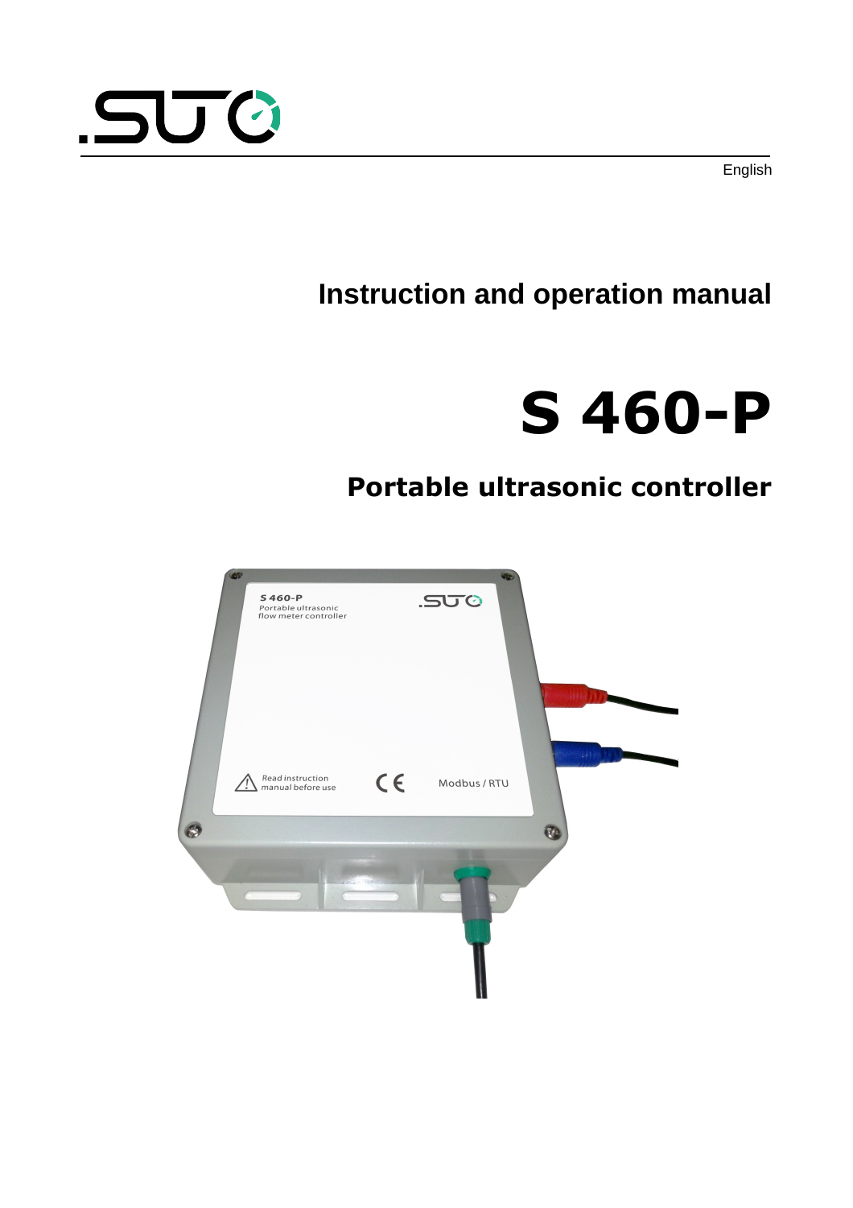English

# Instruction and operation manual

# S 460-P

## Portable ultrasonic controller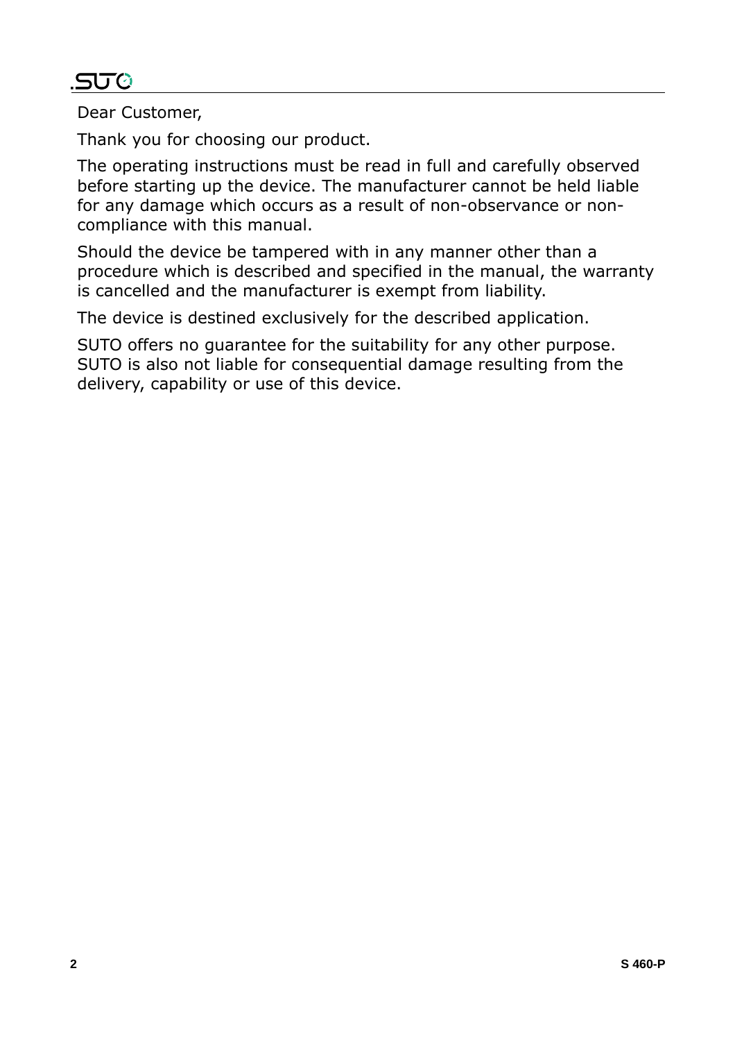Dear Customer,

Thank you for choosing our product.

The operating instructions must be read in full and carefully observed before starting up the device. The manufacturer cannot be held liable for any damage which occurs as a result of non-observance or non-compliance with this manual.

Should the device be tampered with in any manner other than a procedure which is described and specified in the manual, the warranty is cancelled and the manufacturer is exempt from liability.

The device is destined exclusively for the described application.

SUTO offers no guarantee for the suitability for any other purpose. SUTO is also not liable for consequential damage resulting from the delivery, capability or use of this device.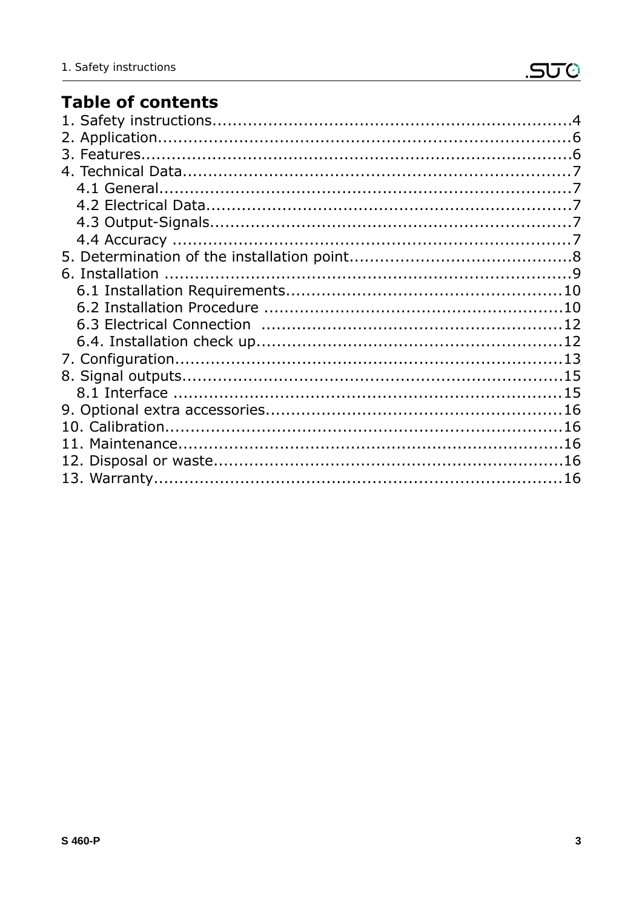# Table of contents

1. Safety instructions....................................................................4
2. Application..............................................................................6
3. Features..................................................................................6
4. Technical Data..........................................................................7
   - 4.1 General...........................................................................7
   - 4.2 Electrical Data..................................................................7
   - 4.3 Output-Signals..................................................................7
   - 4.4 Accuracy .........................................................................7
5. Determination of the installation point.......................................8
6. Installation ..............................................................................9
   - 6.1 Installation Requirements..................................................10
   - 6.2 Installation Procedure ......................................................10
   - 6.3 Electrical Connection ......................................................12
   - 6.4. Installation check up.......................................................12
7. Configuration..........................................................................13
8. Signal outputs.........................................................................15
   - 8.1 Interface .........................................................................15
9. Optional extra accessories.......................................................16
10. Calibration............................................................................16
11. Maintenance..........................................................................16
12. Disposal or waste...................................................................16
13. Warranty...............................................................................16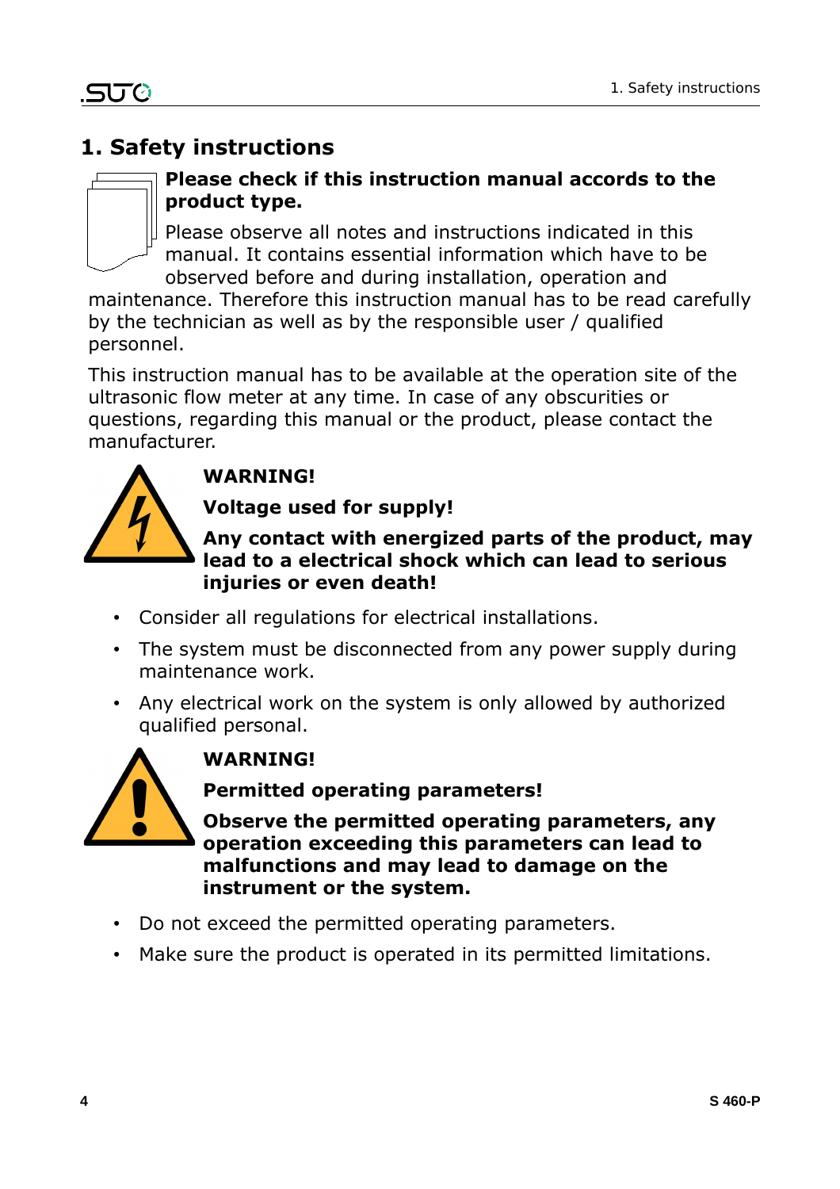# 1. Safety instructions

**Please check if this instruction manual accords to the product type.**

Please observe all notes and instructions indicated in this manual. It contains essential information which have to be observed before and during installation, operation and maintenance. Therefore this instruction manual has to be read carefully by the technician as well as by the responsible user / qualified personnel.

This instruction manual has to be available at the operation site of the ultrasonic flow meter at any time. In case of any obscurities or questions, regarding this manual or the product, please contact the manufacturer.

**WARNING!**

**Voltage used for supply!**

**Any contact with energized parts of the product, may lead to a electrical shock which can lead to serious injuries or even death!**

- Consider all regulations for electrical installations.
- The system must be disconnected from any power supply during maintenance work.
- Any electrical work on the system is only allowed by authorized qualified personal.

**WARNING!**

**Permitted operating parameters!**

**Observe the permitted operating parameters, any operation exceeding this parameters can lead to malfunctions and may lead to damage on the instrument or the system.**

- Do not exceed the permitted operating parameters.
- Make sure the product is operated in its permitted limitations.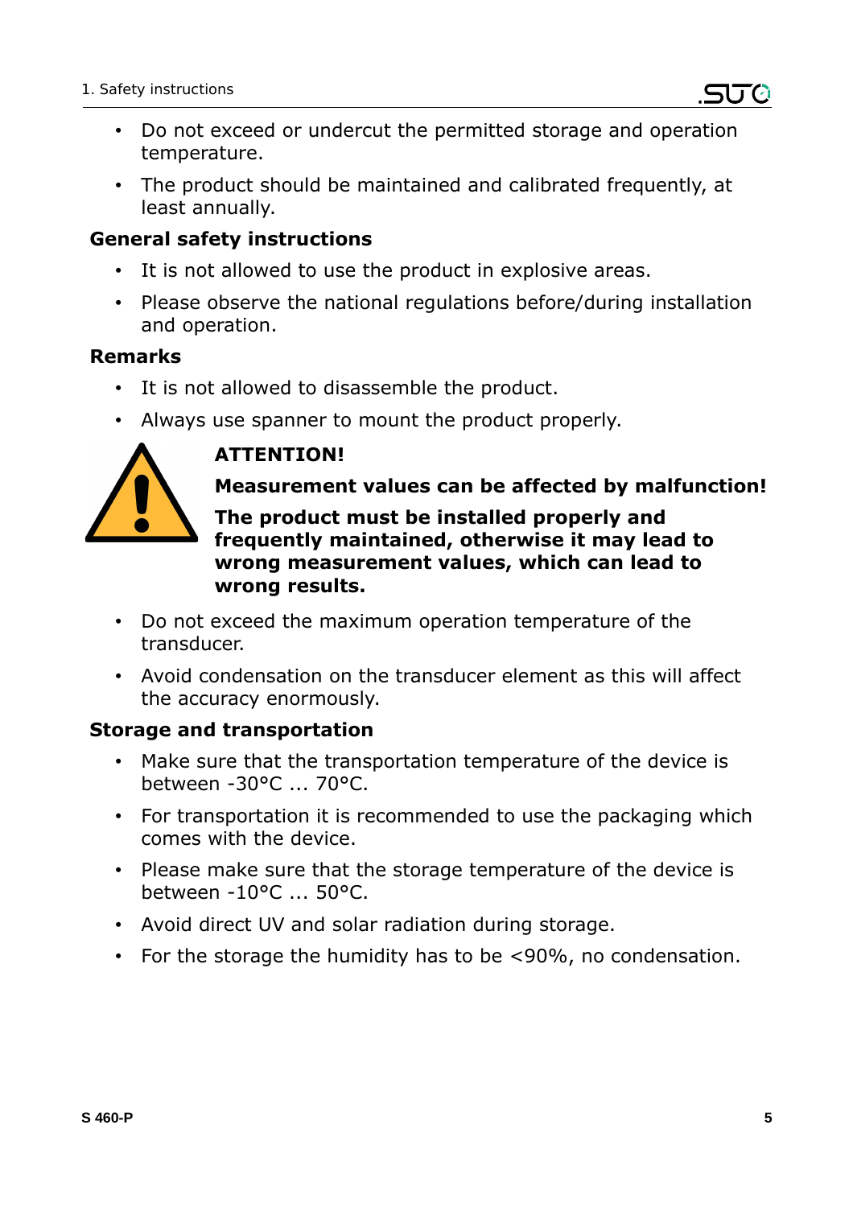- Do not exceed or undercut the permitted storage and operation temperature.
- The product should be maintained and calibrated frequently, at least annually.

### General safety instructions

- It is not allowed to use the product in explosive areas.
- Please observe the national regulations before/during installation and operation.

### Remarks

- It is not allowed to disassemble the product.
- Always use spanner to mount the product properly.

**ATTENTION!**

**Measurement values can be affected by malfunction!**

**The product must be installed properly and frequently maintained, otherwise it may lead to wrong measurement values, which can lead to wrong results.**

- Do not exceed the maximum operation temperature of the transducer.
- Avoid condensation on the transducer element as this will affect the accuracy enormously.

### Storage and transportation

- Make sure that the transportation temperature of the device is between -30°C ... 70°C.
- For transportation it is recommended to use the packaging which comes with the device.
- Please make sure that the storage temperature of the device is between -10°C ... 50°C.
- Avoid direct UV and solar radiation during storage.
- For the storage the humidity has to be <90%, no condensation.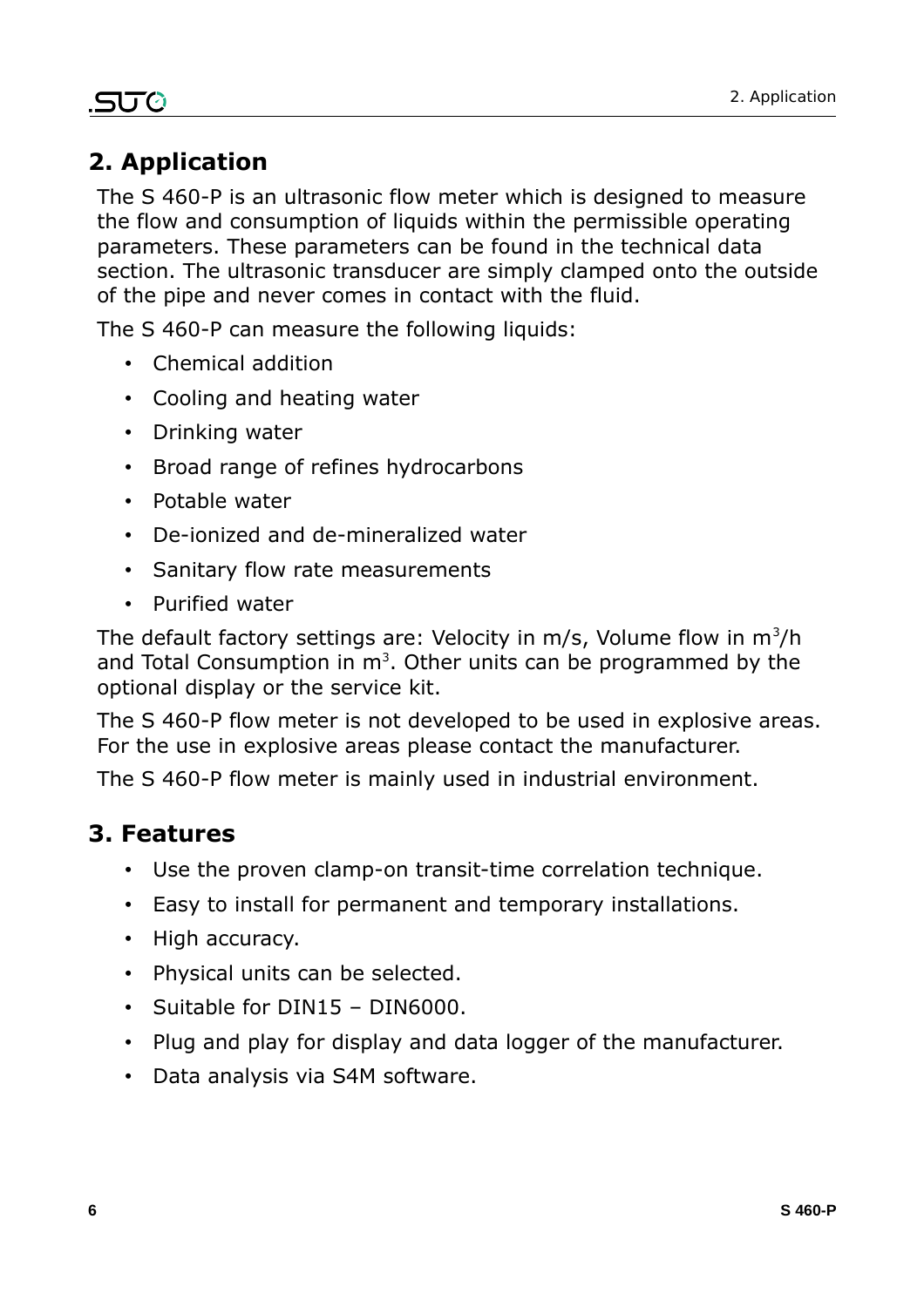## 2. Application

The S 460-P is an ultrasonic flow meter which is designed to measure the flow and consumption of liquids within the permissible operating parameters. These parameters can be found in the technical data section. The ultrasonic transducer are simply clamped onto the outside of the pipe and never comes in contact with the fluid.

The S 460-P can measure the following liquids:

- Chemical addition
- Cooling and heating water
- Drinking water
- Broad range of refines hydrocarbons
- Potable water
- De-ionized and de-mineralized water
- Sanitary flow rate measurements
- Purified water

The default factory settings are: Velocity in m/s, Volume flow in $m^3/h$ and Total Consumption in $m^3$. Other units can be programmed by the optional display or the service kit.

The S 460-P flow meter is not developed to be used in explosive areas. For the use in explosive areas please contact the manufacturer.

The S 460-P flow meter is mainly used in industrial environment.

## 3. Features

- Use the proven clamp-on transit-time correlation technique.
- Easy to install for permanent and temporary installations.
- High accuracy.
- Physical units can be selected.
- Suitable for DIN15 – DIN6000.
- Plug and play for display and data logger of the manufacturer.
- Data analysis via S4M software.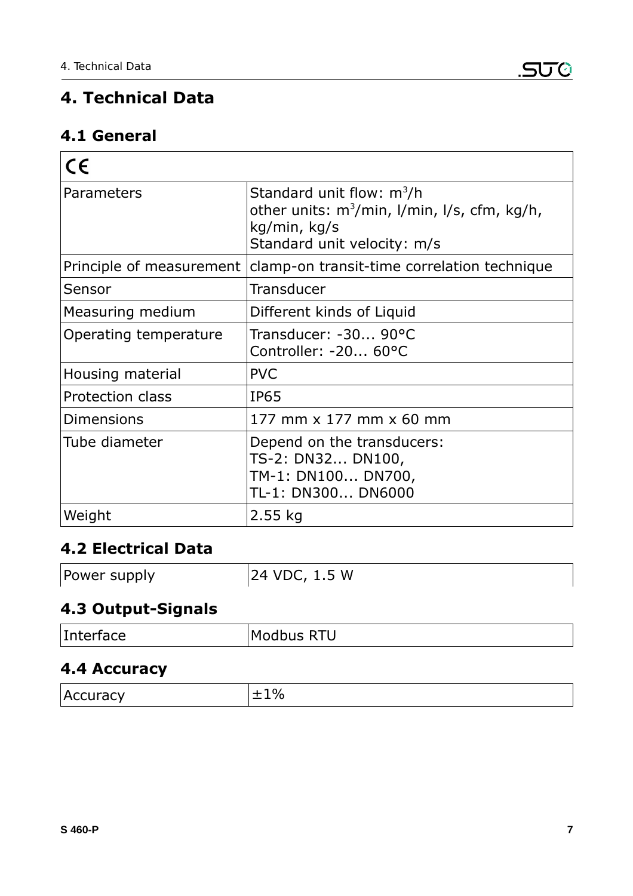# 4. Technical Data

## 4.1 General

| CE | |
|---|---|
| Parameters | Standard unit flow: $m^3/h$<br>other units: $m^3/min$, l/min, l/s, cfm, kg/h, kg/min, kg/s<br>Standard unit velocity: m/s |
| Principle of measurement | clamp-on transit-time correlation technique |
| Sensor | Transducer |
| Measuring medium | Different kinds of Liquid |
| Operating temperature | Transducer: -30... 90°C<br>Controller: -20... 60°C |
| Housing material | PVC |
| Protection class | IP65 |
| Dimensions | 177 mm x 177 mm x 60 mm |
| Tube diameter | Depend on the transducers:<br>TS-2: DN32... DN100,<br>TM-1: DN100... DN700,<br>TL-1: DN300... DN6000 |
| Weight | 2.55 kg |

## 4.2 Electrical Data

| Power supply | 24 VDC, 1.5 W |
|---|---|

## 4.3 Output-Signals

| Interface | Modbus RTU |
|---|---|

## 4.4 Accuracy

| Accuracy | ±1% |
|---|---|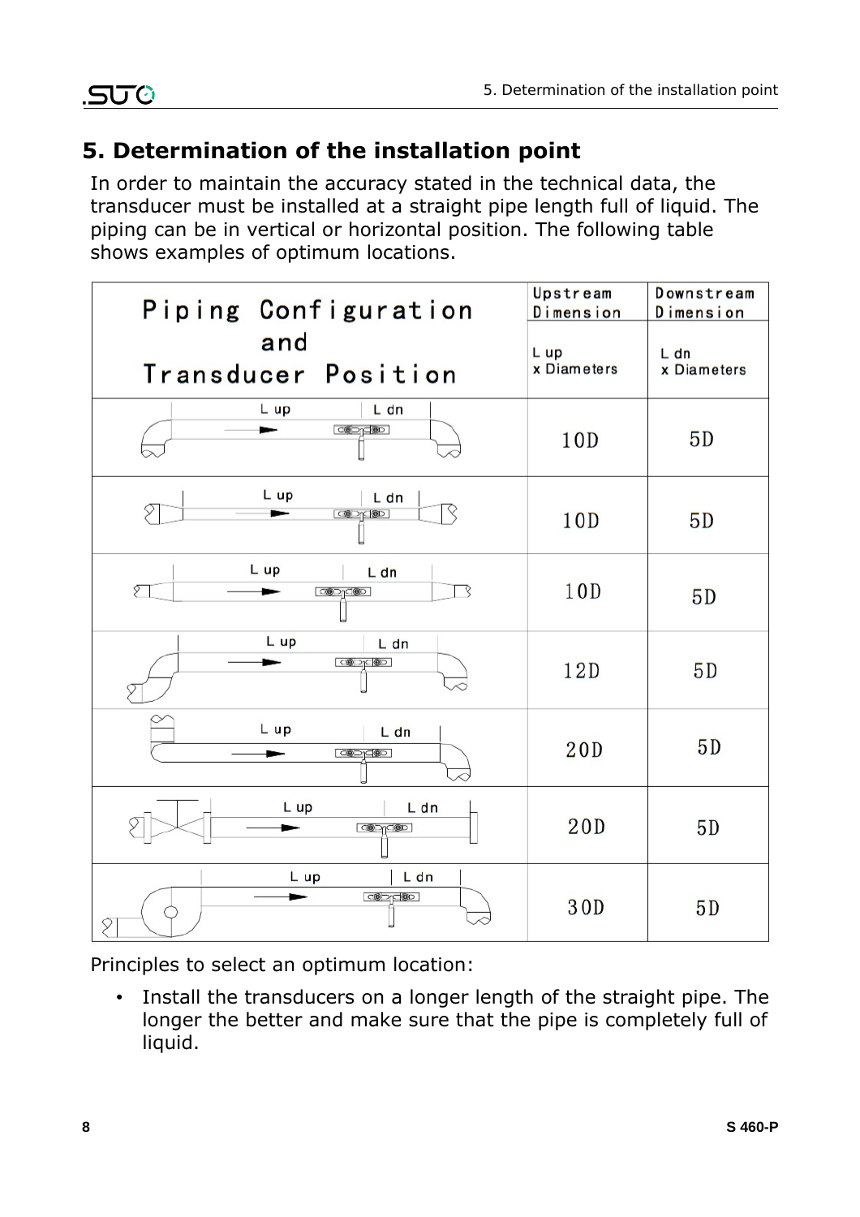# 5. Determination of the installation point

In order to maintain the accuracy stated in the technical data, the transducer must be installed at a straight pipe length full of liquid. The piping can be in vertical or horizontal position. The following table shows examples of optimum locations.

| Piping Configuration and Transducer Position | Upstream Dimension L up x Diameters | Downstream Dimension L dn x Diameters |
|---|---|---|
| L up / L dn | 10D | 5D |
| L up / L dn | 10D | 5D |
| L up / L dn | 10D | 5D |
| L up / L dn | 12D | 5D |
| L up / L dn | 20D | 5D |
| L up / L dn | 20D | 5D |
| L up / L dn | 30D | 5D |

Principles to select an optimum location:

- Install the transducers on a longer length of the straight pipe. The longer the better and make sure that the pipe is completely full of liquid.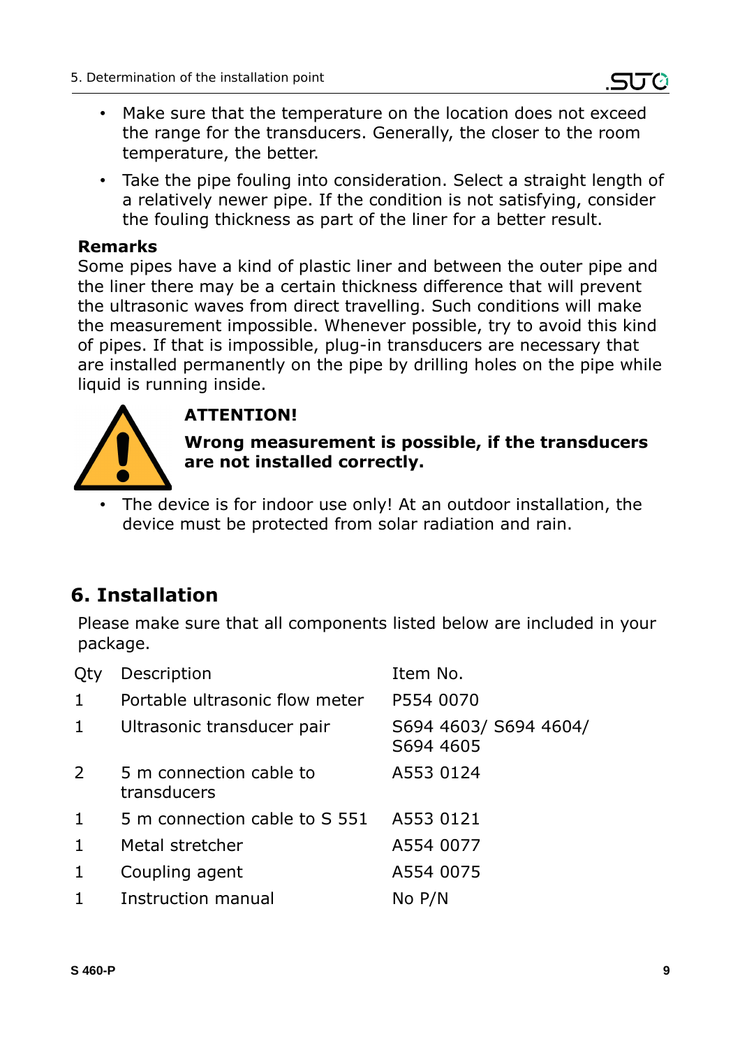- Make sure that the temperature on the location does not exceed the range for the transducers. Generally, the closer to the room temperature, the better.
- Take the pipe fouling into consideration. Select a straight length of a relatively newer pipe. If the condition is not satisfying, consider the fouling thickness as part of the liner for a better result.

**Remarks**

Some pipes have a kind of plastic liner and between the outer pipe and the liner there may be a certain thickness difference that will prevent the ultrasonic waves from direct travelling. Such conditions will make the measurement impossible. Whenever possible, try to avoid this kind of pipes. If that is impossible, plug-in transducers are necessary that are installed permanently on the pipe by drilling holes on the pipe while liquid is running inside.

**ATTENTION!**

**Wrong measurement is possible, if the transducers are not installed correctly.**

- The device is for indoor use only! At an outdoor installation, the device must be protected from solar radiation and rain.

# 6. Installation

Please make sure that all components listed below are included in your package.

| Qty | Description | Item No. |
| --- | --- | --- |
| 1 | Portable ultrasonic flow meter | P554 0070 |
| 1 | Ultrasonic transducer pair | S694 4603/ S694 4604/ S694 4605 |
| 2 | 5 m connection cable to transducers | A553 0124 |
| 1 | 5 m connection cable to S 551 | A553 0121 |
| 1 | Metal stretcher | A554 0077 |
| 1 | Coupling agent | A554 0075 |
| 1 | Instruction manual | No P/N |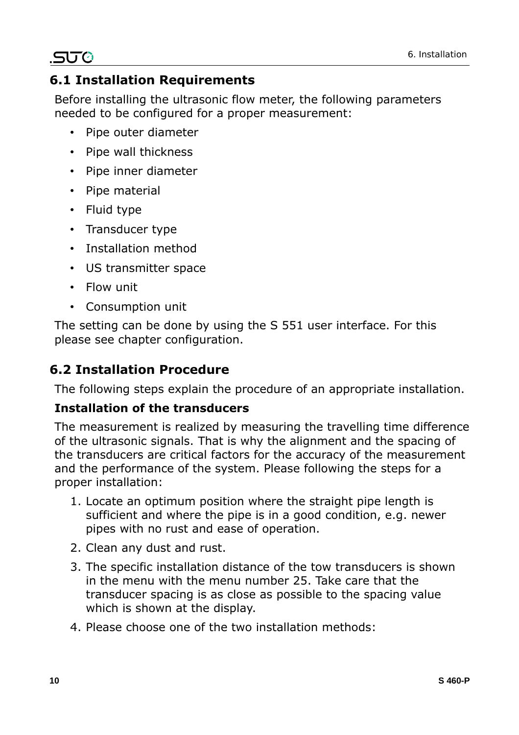## 6.1 Installation Requirements

Before installing the ultrasonic flow meter, the following parameters needed to be configured for a proper measurement:

- Pipe outer diameter
- Pipe wall thickness
- Pipe inner diameter
- Pipe material
- Fluid type
- Transducer type
- Installation method
- US transmitter space
- Flow unit
- Consumption unit

The setting can be done by using the S 551 user interface. For this please see chapter configuration.

## 6.2 Installation Procedure

The following steps explain the procedure of an appropriate installation.

**Installation of the transducers**

The measurement is realized by measuring the travelling time difference of the ultrasonic signals. That is why the alignment and the spacing of the transducers are critical factors for the accuracy of the measurement and the performance of the system. Please following the steps for a proper installation:

1. Locate an optimum position where the straight pipe length is sufficient and where the pipe is in a good condition, e.g. newer pipes with no rust and ease of operation.
2. Clean any dust and rust.
3. The specific installation distance of the tow transducers is shown in the menu with the menu number 25. Take care that the transducer spacing is as close as possible to the spacing value which is shown at the display.
4. Please choose one of the two installation methods: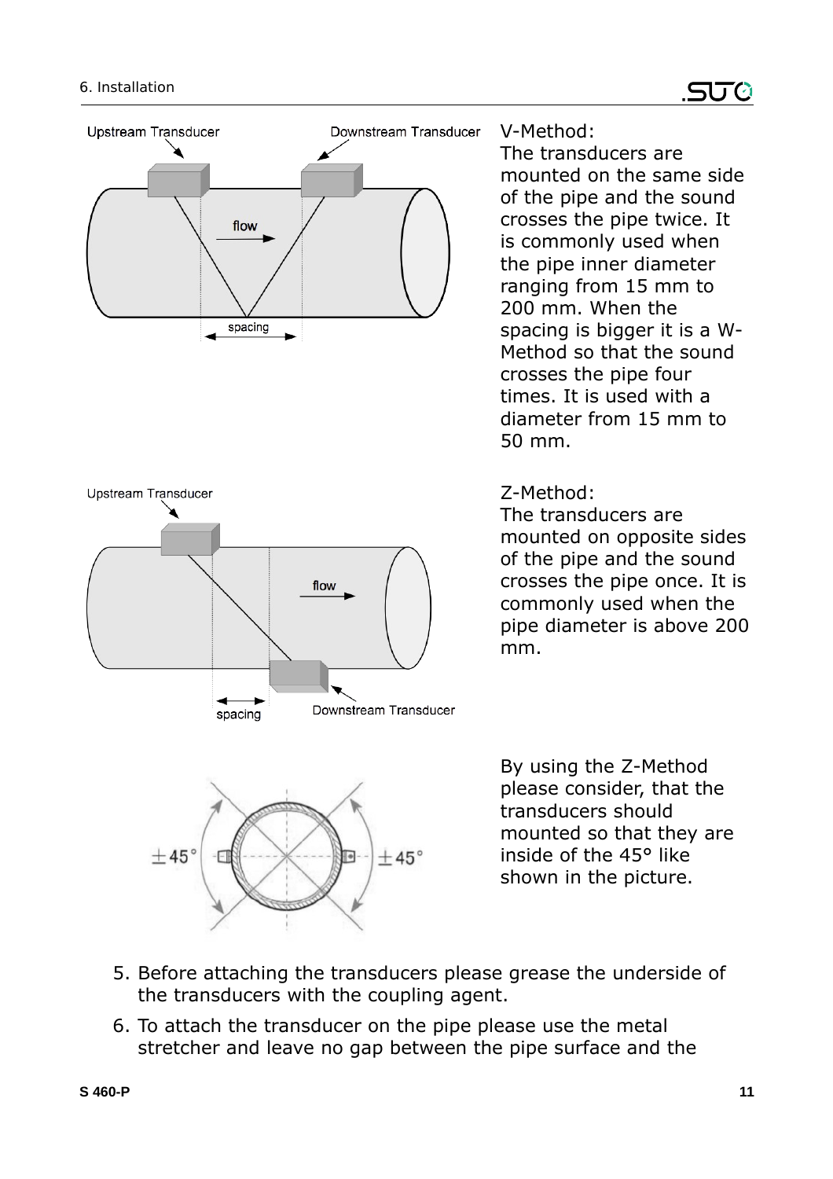V-Method:
The transducers are mounted on the same side of the pipe and the sound crosses the pipe twice. It is commonly used when the pipe inner diameter ranging from 15 mm to 200 mm. When the spacing is bigger it is a W-Method so that the sound crosses the pipe four times. It is used with a diameter from 15 mm to 50 mm.

Z-Method:
The transducers are mounted on opposite sides of the pipe and the sound crosses the pipe once. It is commonly used when the pipe diameter is above 200 mm.

By using the Z-Method please consider, that the transducers should mounted so that they are inside of the 45° like shown in the picture.

5. Before attaching the transducers please grease the underside of the transducers with the coupling agent.
6. To attach the transducer on the pipe please use the metal stretcher and leave no gap between the pipe surface and the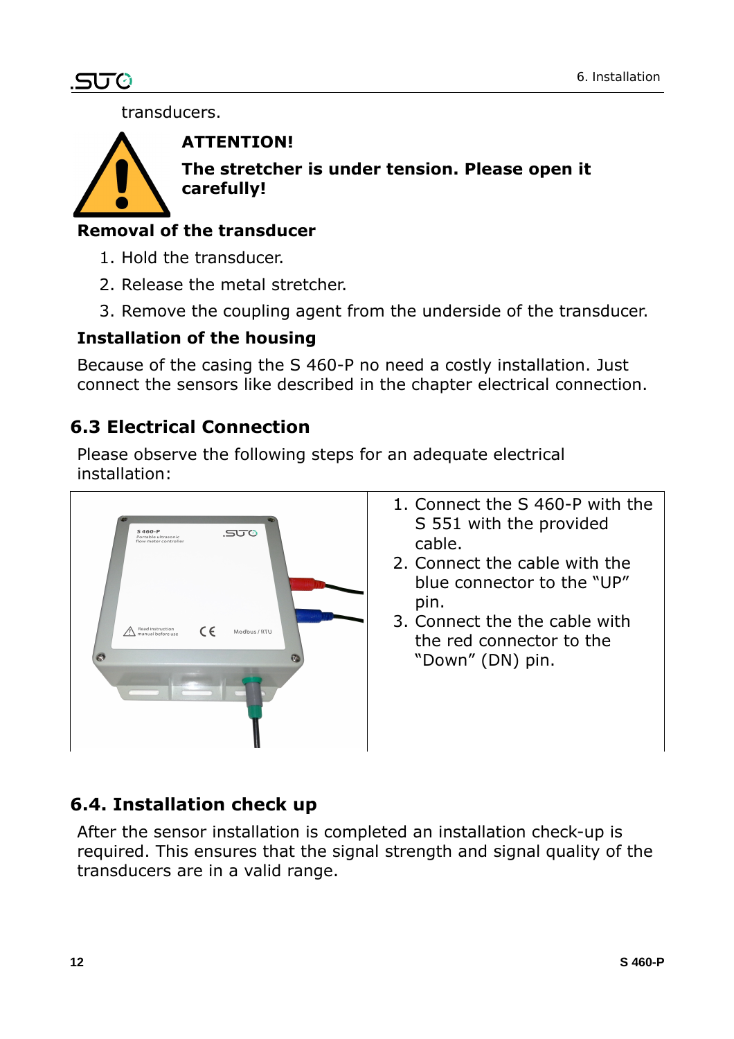transducers.

**ATTENTION!**

**The stretcher is under tension. Please open it carefully!**

**Removal of the transducer**

1. Hold the transducer.
2. Release the metal stretcher.
3. Remove the coupling agent from the underside of the transducer.

**Installation of the housing**

Because of the casing the S 460-P no need a costly installation. Just connect the sensors like described in the chapter electrical connection.

## 6.3 Electrical Connection

Please observe the following steps for an adequate electrical installation:

1. Connect the S 460-P with the S 551 with the provided cable.
2. Connect the cable with the blue connector to the “UP” pin.
3. Connect the the cable with the red connector to the “Down” (DN) pin.

## 6.4. Installation check up

After the sensor installation is completed an installation check-up is required. This ensures that the signal strength and signal quality of the transducers are in a valid range.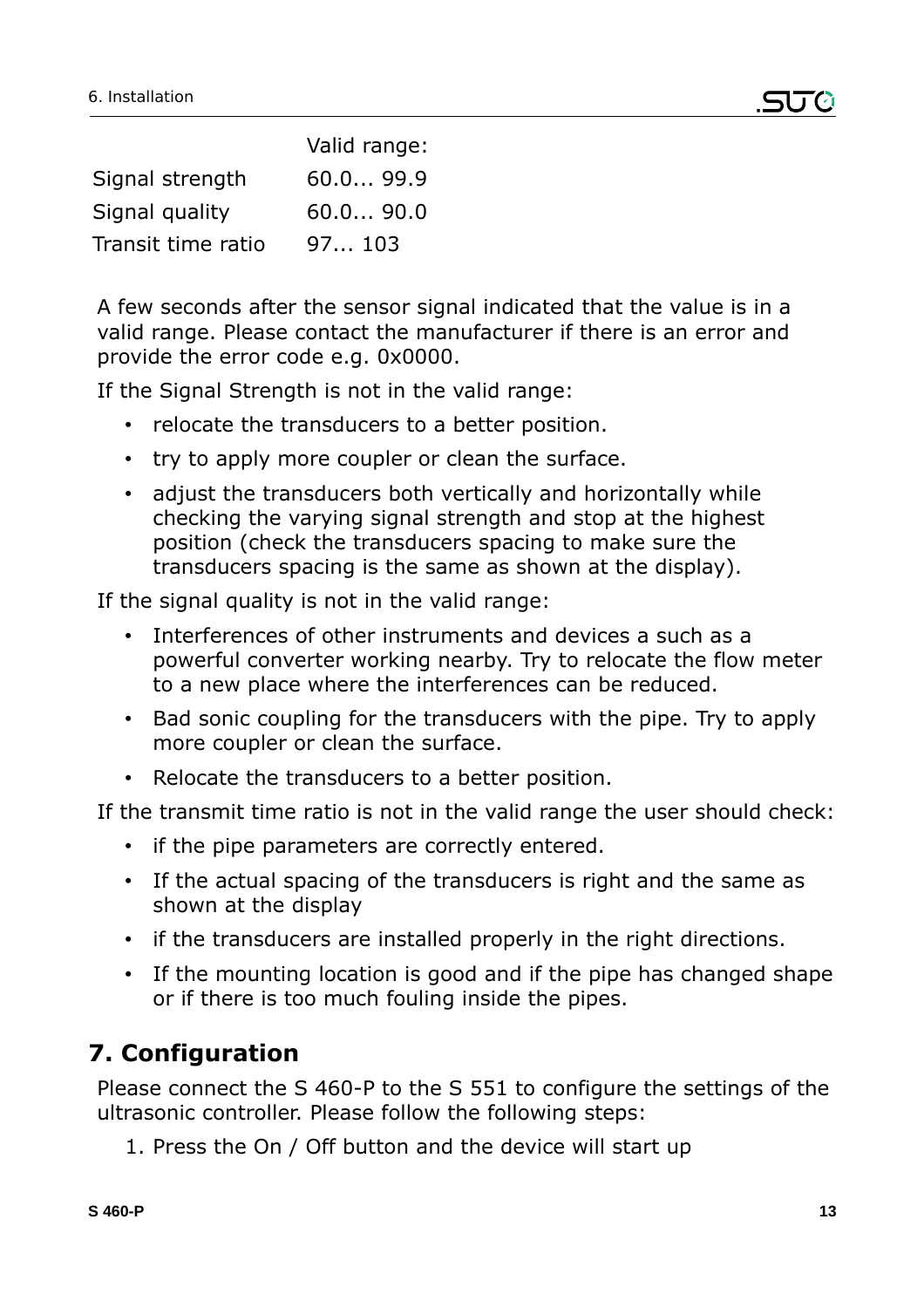| | Valid range: |
|---|---|
| Signal strength | 60.0... 99.9 |
| Signal quality | 60.0... 90.0 |
| Transit time ratio | 97... 103 |

A few seconds after the sensor signal indicated that the value is in a valid range. Please contact the manufacturer if there is an error and provide the error code e.g. 0x0000.

If the Signal Strength is not in the valid range:

- relocate the transducers to a better position.
- try to apply more coupler or clean the surface.
- adjust the transducers both vertically and horizontally while checking the varying signal strength and stop at the highest position (check the transducers spacing to make sure the transducers spacing is the same as shown at the display).

If the signal quality is not in the valid range:

- Interferences of other instruments and devices a such as a powerful converter working nearby. Try to relocate the flow meter to a new place where the interferences can be reduced.
- Bad sonic coupling for the transducers with the pipe. Try to apply more coupler or clean the surface.
- Relocate the transducers to a better position.

If the transmit time ratio is not in the valid range the user should check:

- if the pipe parameters are correctly entered.
- If the actual spacing of the transducers is right and the same as shown at the display
- if the transducers are installed properly in the right directions.
- If the mounting location is good and if the pipe has changed shape or if there is too much fouling inside the pipes.

## 7. Configuration

Please connect the S 460-P to the S 551 to configure the settings of the ultrasonic controller. Please follow the following steps:

1. Press the On / Off button and the device will start up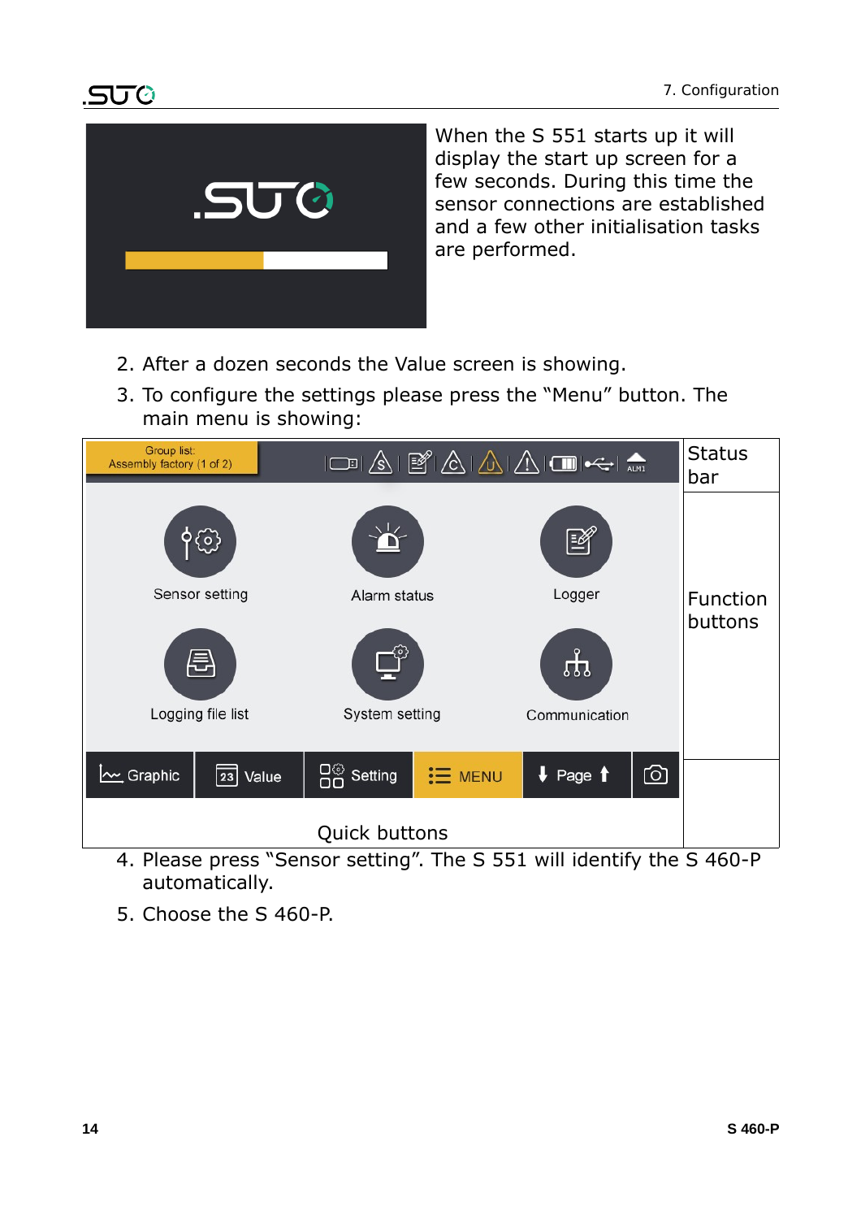When the S 551 starts up it will display the start up screen for a few seconds. During this time the sensor connections are established and a few other initialisation tasks are performed.

2. After a dozen seconds the Value screen is showing.
3. To configure the settings please press the “Menu” button. The main menu is showing:

Status bar

Function buttons

Quick buttons

4. Please press “Sensor setting”. The S 551 will identify the S 460-P automatically.
5. Choose the S 460-P.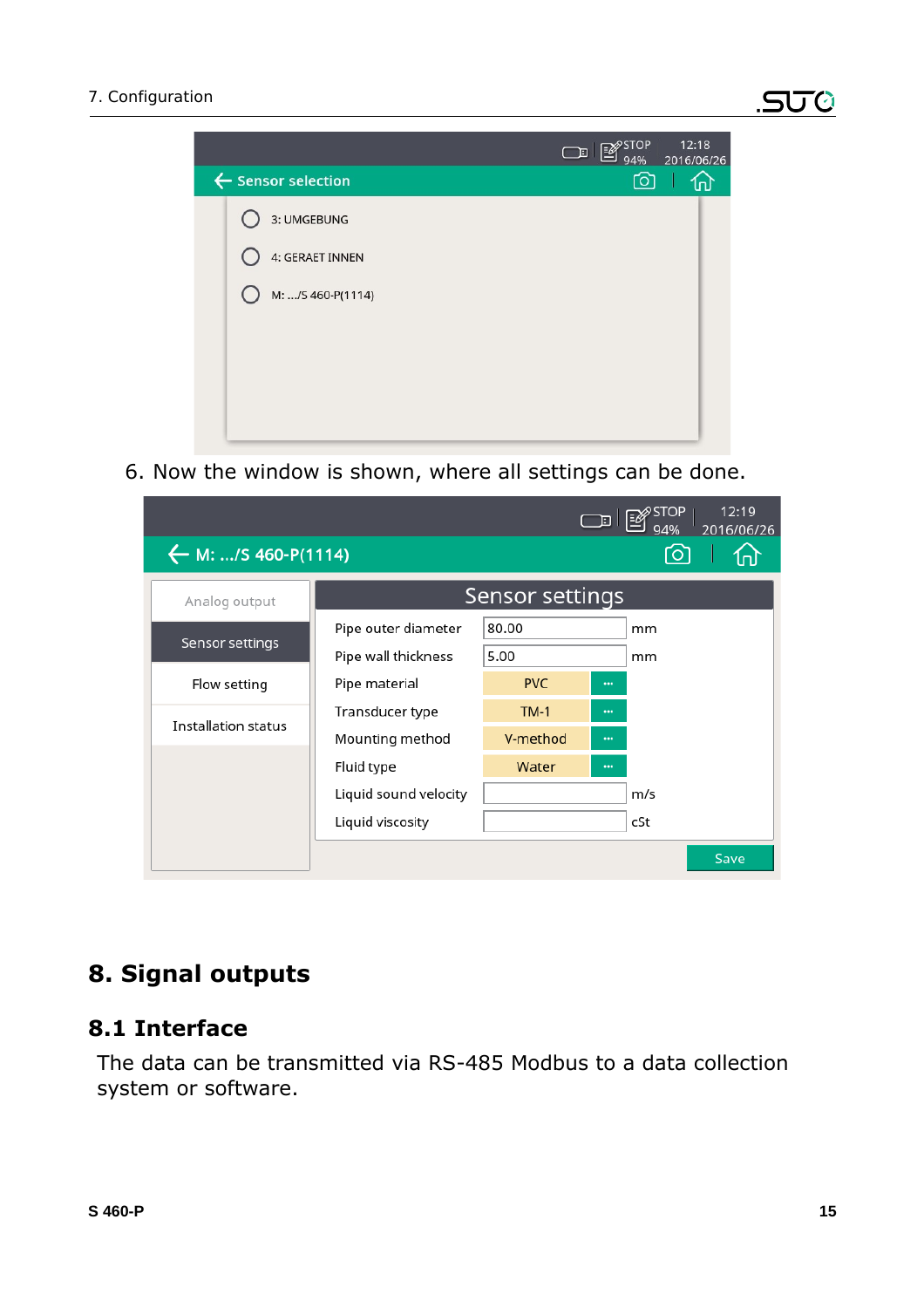6. Now the window is shown, where all settings can be done.

# 8. Signal outputs

## 8.1 Interface

The data can be transmitted via RS-485 Modbus to a data collection system or software.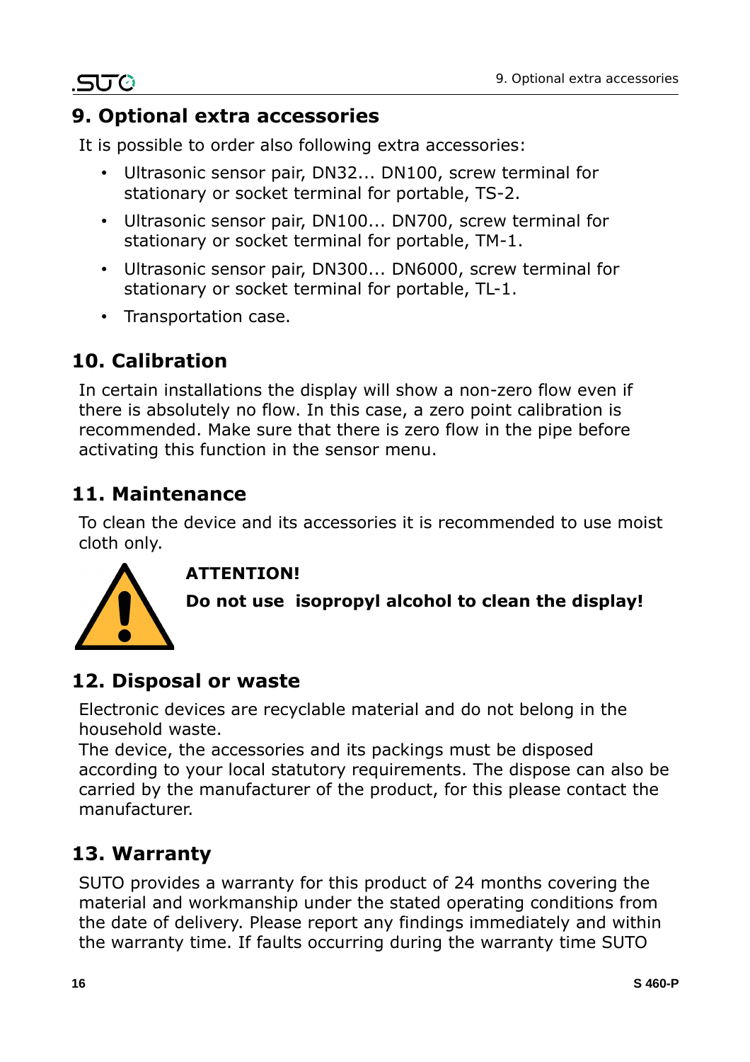# 9. Optional extra accessories

It is possible to order also following extra accessories:

- Ultrasonic sensor pair, DN32... DN100, screw terminal for stationary or socket terminal for portable, TS-2.
- Ultrasonic sensor pair, DN100... DN700, screw terminal for stationary or socket terminal for portable, TM-1.
- Ultrasonic sensor pair, DN300... DN6000, screw terminal for stationary or socket terminal for portable, TL-1.
- Transportation case.

# 10. Calibration

In certain installations the display will show a non-zero flow even if there is absolutely no flow. In this case, a zero point calibration is recommended. Make sure that there is zero flow in the pipe before activating this function in the sensor menu.

# 11. Maintenance

To clean the device and its accessories it is recommended to use moist cloth only.

**ATTENTION!**

**Do not use isopropyl alcohol to clean the display!**

# 12. Disposal or waste

Electronic devices are recyclable material and do not belong in the household waste.
The device, the accessories and its packings must be disposed according to your local statutory requirements. The dispose can also be carried by the manufacturer of the product, for this please contact the manufacturer.

# 13. Warranty

SUTO provides a warranty for this product of 24 months covering the material and workmanship under the stated operating conditions from the date of delivery. Please report any findings immediately and within the warranty time. If faults occurring during the warranty time SUTO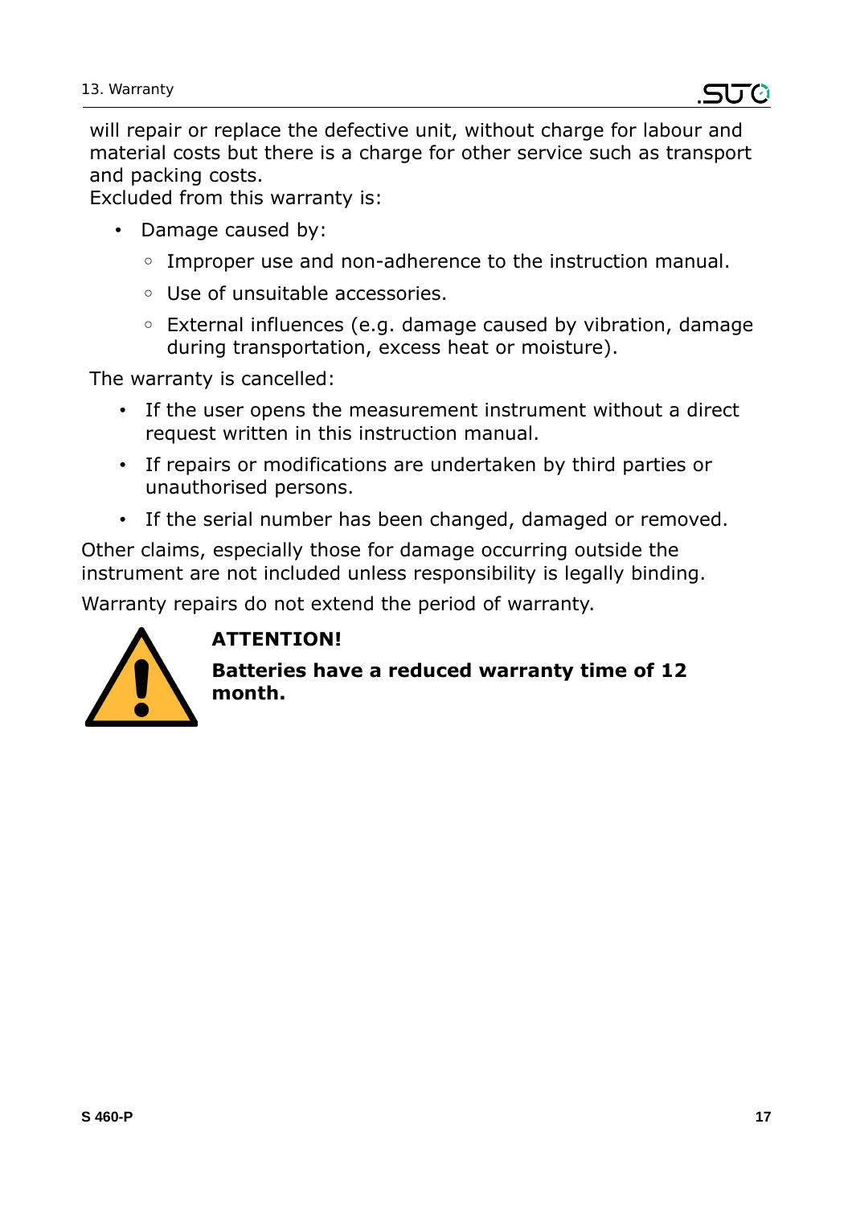will repair or replace the defective unit, without charge for labour and material costs but there is a charge for other service such as transport and packing costs.
Excluded from this warranty is:

- Damage caused by:
  - Improper use and non-adherence to the instruction manual.
  - Use of unsuitable accessories.
  - External influences (e.g. damage caused by vibration, damage during transportation, excess heat or moisture).

The warranty is cancelled:

- If the user opens the measurement instrument without a direct request written in this instruction manual.
- If repairs or modifications are undertaken by third parties or unauthorised persons.
- If the serial number has been changed, damaged or removed.

Other claims, especially those for damage occurring outside the instrument are not included unless responsibility is legally binding.

Warranty repairs do not extend the period of warranty.

**ATTENTION!**

**Batteries have a reduced warranty time of 12 month.**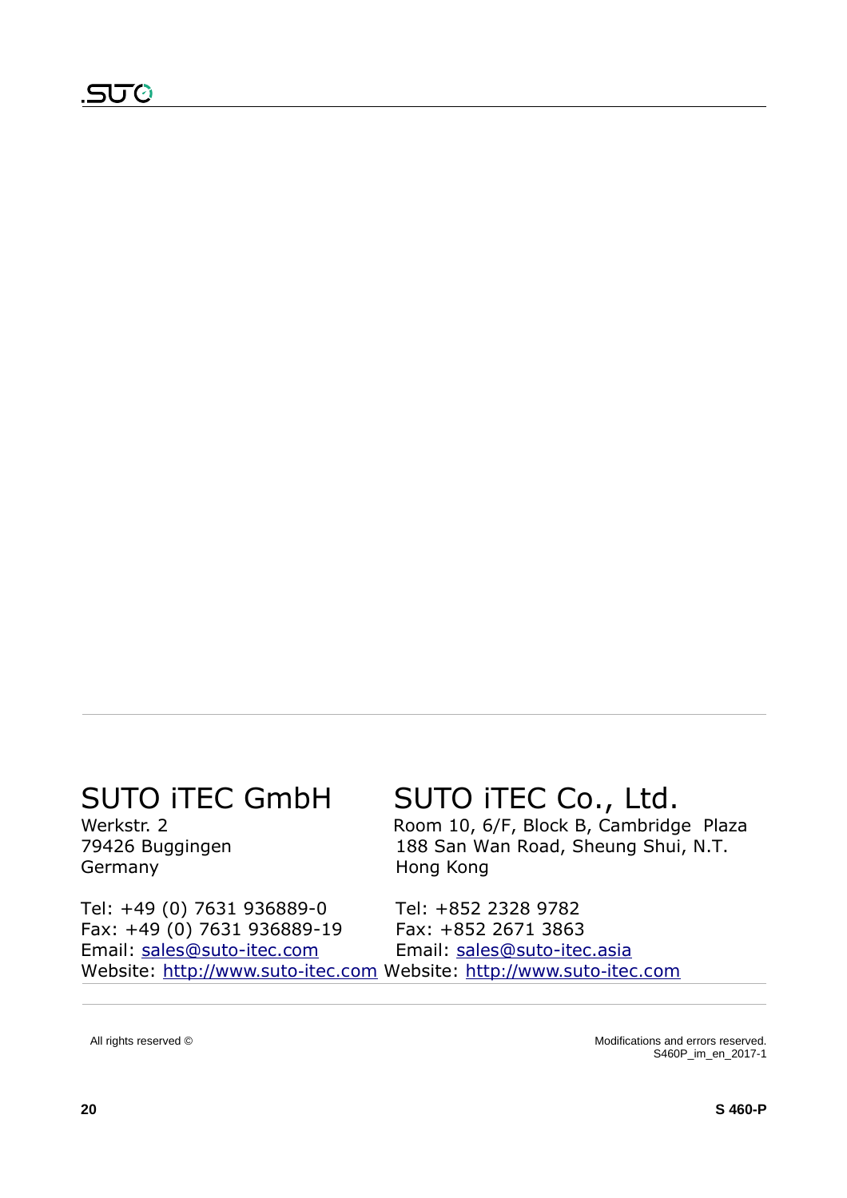## SUTO iTEC GmbH

Werkstr. 2
79426 Buggingen
Germany

Tel: +49 (0) 7631 936889-0
Fax: +49 (0) 7631 936889-19
Email: sales@suto-itec.com
Website: http://www.suto-itec.com

## SUTO iTEC Co., Ltd.

Room 10, 6/F, Block B, Cambridge Plaza
188 San Wan Road, Sheung Shui, N.T.
Hong Kong

Tel: +852 2328 9782
Fax: +852 2671 3863
Email: sales@suto-itec.asia
Website: http://www.suto-itec.com

All rights reserved ©

Modifications and errors reserved.
S460P_im_en_2017-1